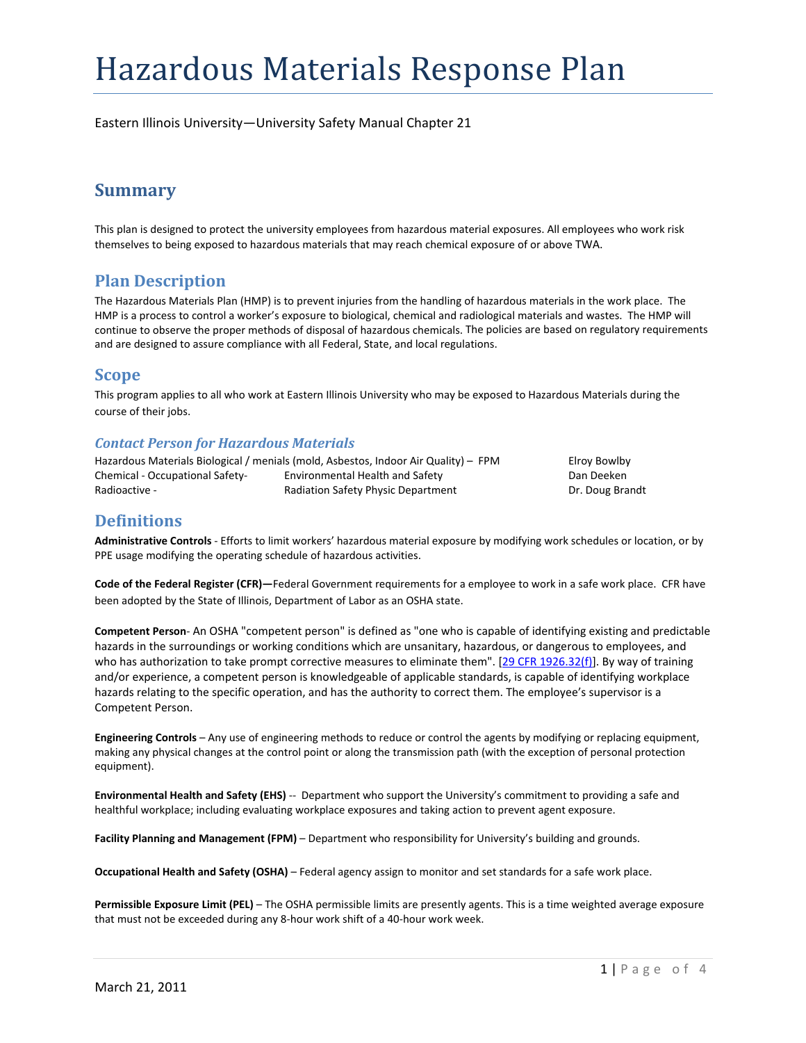# Hazardous Materials Response Plan

Eastern Illinois University—University Safety Manual Chapter 21

## Summary

This plan is designed to protect the university employees from hazardous material exposures. All employees who work risk themselves to being exposed to hazardous materials that may reach chemical exposure of or above TWA.

## Plan Description

The Hazardous Materials Plan (HMP) is to prevent injuries from the handling of hazardous materials in the work place. The HMP is a process to control a worker's exposure to biological, chemical and radiological materials and wastes. The HMP will continue to observe the proper methods of disposal of hazardous chemicals. The policies are based on regulatory requirements and are designed to assure compliance with all Federal, State, and local regulations.

## Scope

This program applies to all who work at Eastern Illinois University who may be exposed to Hazardous Materials during the course of their jobs.

### *Contact Person for Hazardous Materials*

| | | |
|---|---|---|
| Hazardous Materials Biological / menials (mold, Asbestos, Indoor Air Quality) – | FPM | Elroy Bowlby |
| Chemical - Occupational Safety- | Environmental Health and Safety | Dan Deeken |
| Radioactive - | Radiation Safety Physic Department | Dr. Doug Brandt |

## Definitions

**Administrative Controls** - Efforts to limit workers' hazardous material exposure by modifying work schedules or location, or by PPE usage modifying the operating schedule of hazardous activities.

**Code of the Federal Register (CFR)—**Federal Government requirements for a employee to work in a safe work place. CFR have been adopted by the State of Illinois, Department of Labor as an OSHA state.

**Competent Person**- An OSHA "competent person" is defined as "one who is capable of identifying existing and predictable hazards in the surroundings or working conditions which are unsanitary, hazardous, or dangerous to employees, and who has authorization to take prompt corrective measures to eliminate them". [29 CFR 1926.32(f)]. By way of training and/or experience, a competent person is knowledgeable of applicable standards, is capable of identifying workplace hazards relating to the specific operation, and has the authority to correct them. The employee's supervisor is a Competent Person.

**Engineering Controls** – Any use of engineering methods to reduce or control the agents by modifying or replacing equipment, making any physical changes at the control point or along the transmission path (with the exception of personal protection equipment).

**Environmental Health and Safety (EHS)** -- Department who support the University's commitment to providing a safe and healthful workplace; including evaluating workplace exposures and taking action to prevent agent exposure.

**Facility Planning and Management (FPM)** – Department who responsibility for University's building and grounds.

**Occupational Health and Safety (OSHA)** – Federal agency assign to monitor and set standards for a safe work place.

**Permissible Exposure Limit (PEL)** – The OSHA permissible limits are presently agents. This is a time weighted average exposure that must not be exceeded during any 8-hour work shift of a 40-hour work week.

March 21, 2011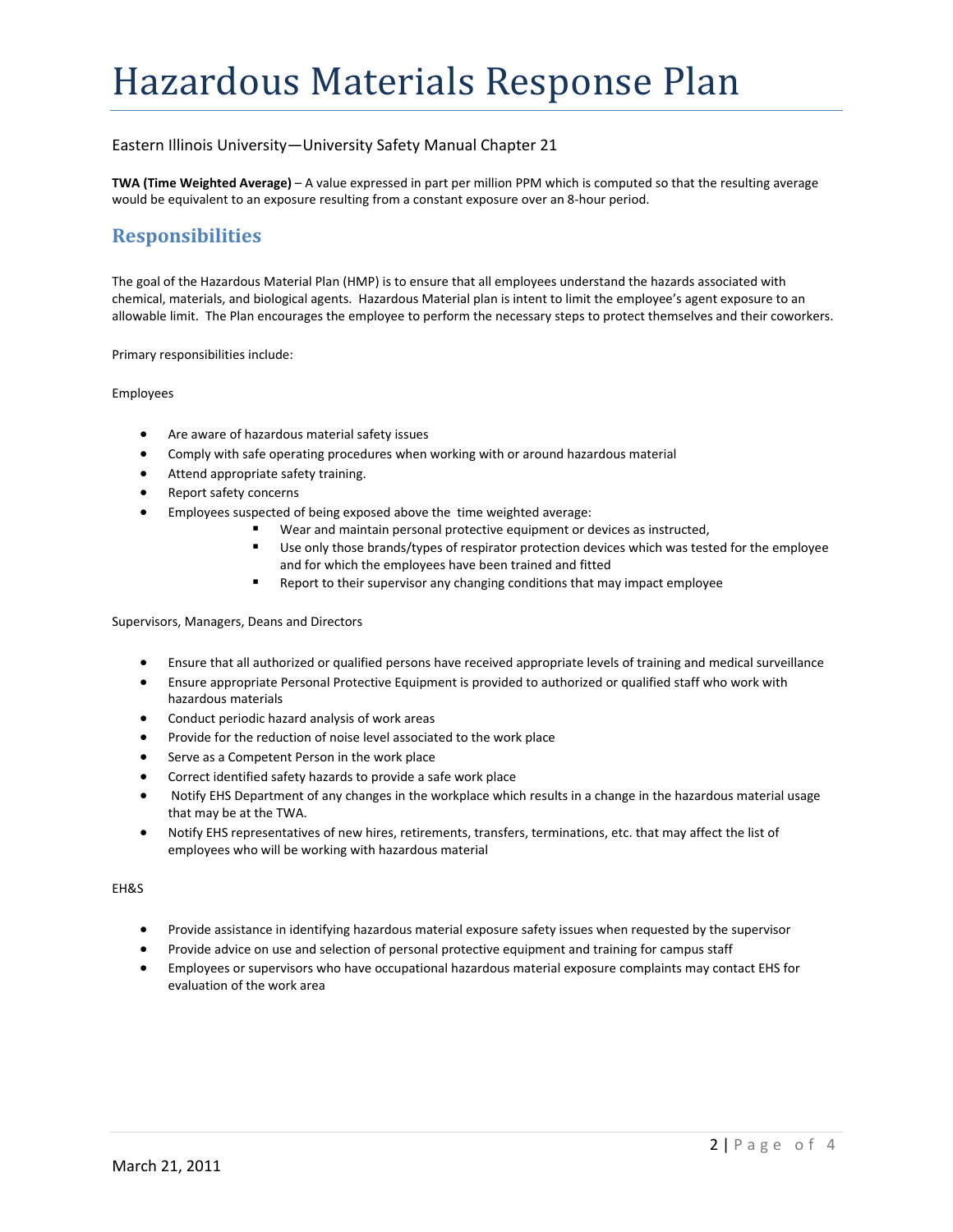# Hazardous Materials Response Plan

Eastern Illinois University—University Safety Manual Chapter 21

**TWA (Time Weighted Average)** – A value expressed in part per million PPM which is computed so that the resulting average would be equivalent to an exposure resulting from a constant exposure over an 8-hour period.

## Responsibilities

The goal of the Hazardous Material Plan (HMP) is to ensure that all employees understand the hazards associated with chemical, materials, and biological agents. Hazardous Material plan is intent to limit the employee's agent exposure to an allowable limit. The Plan encourages the employee to perform the necessary steps to protect themselves and their coworkers.

Primary responsibilities include:

Employees

- Are aware of hazardous material safety issues
- Comply with safe operating procedures when working with or around hazardous material
- Attend appropriate safety training.
- Report safety concerns
- Employees suspected of being exposed above the time weighted average:
  - Wear and maintain personal protective equipment or devices as instructed,
  - Use only those brands/types of respirator protection devices which was tested for the employee and for which the employees have been trained and fitted
  - Report to their supervisor any changing conditions that may impact employee

Supervisors, Managers, Deans and Directors

- Ensure that all authorized or qualified persons have received appropriate levels of training and medical surveillance
- Ensure appropriate Personal Protective Equipment is provided to authorized or qualified staff who work with hazardous materials
- Conduct periodic hazard analysis of work areas
- Provide for the reduction of noise level associated to the work place
- Serve as a Competent Person in the work place
- Correct identified safety hazards to provide a safe work place
- Notify EHS Department of any changes in the workplace which results in a change in the hazardous material usage that may be at the TWA.
- Notify EHS representatives of new hires, retirements, transfers, terminations, etc. that may affect the list of employees who will be working with hazardous material

EH&S

- Provide assistance in identifying hazardous material exposure safety issues when requested by the supervisor
- Provide advice on use and selection of personal protective equipment and training for campus staff
- Employees or supervisors who have occupational hazardous material exposure complaints may contact EHS for evaluation of the work area

March 21, 2011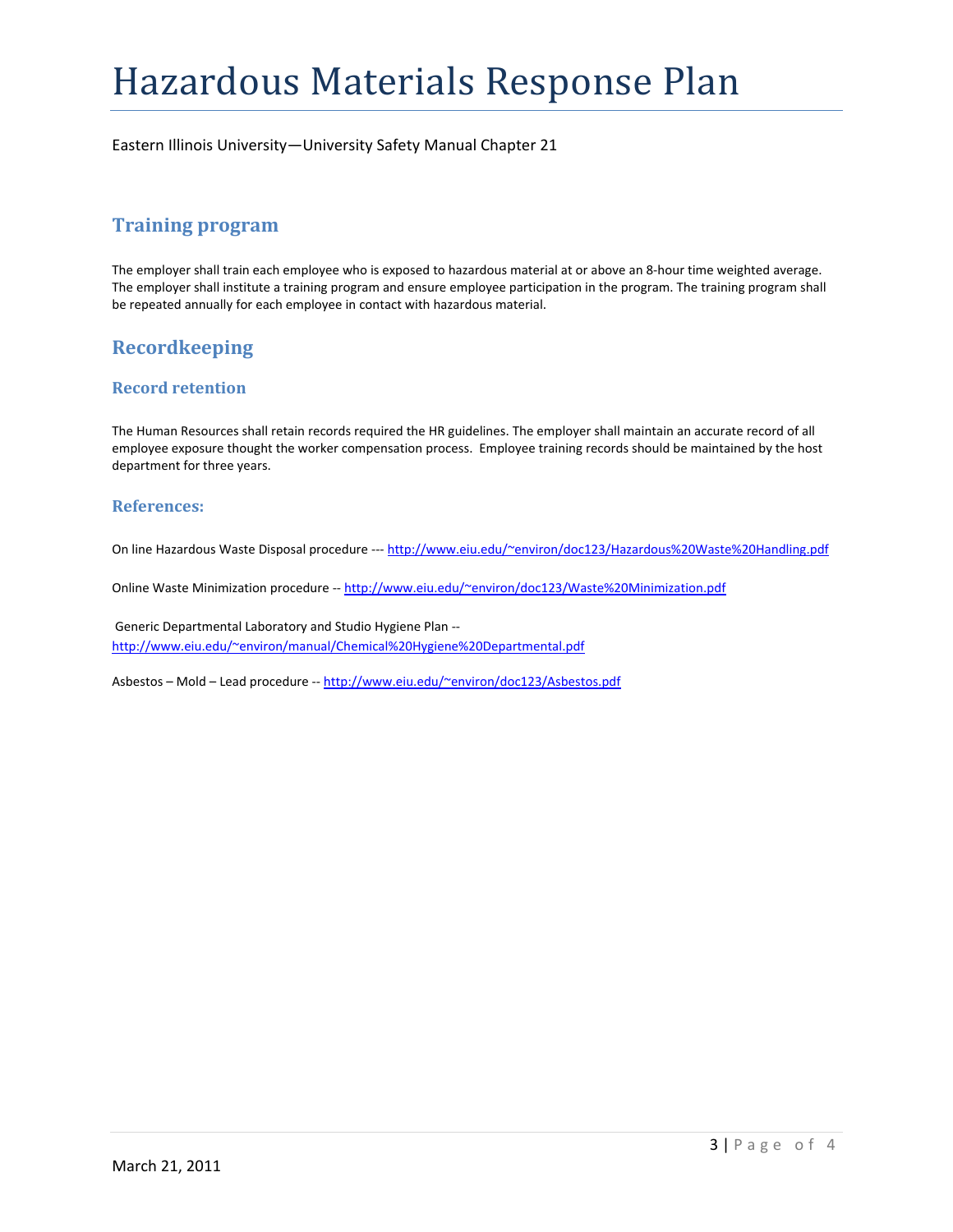# Hazardous Materials Response Plan

Eastern Illinois University—University Safety Manual Chapter 21

## Training program

The employer shall train each employee who is exposed to hazardous material at or above an 8-hour time weighted average. The employer shall institute a training program and ensure employee participation in the program. The training program shall be repeated annually for each employee in contact with hazardous material.

## Recordkeeping

### Record retention

The Human Resources shall retain records required the HR guidelines. The employer shall maintain an accurate record of all employee exposure thought the worker compensation process. Employee training records should be maintained by the host department for three years.

### References:

On line Hazardous Waste Disposal procedure --- http://www.eiu.edu/~environ/doc123/Hazardous%20Waste%20Handling.pdf

Online Waste Minimization procedure -- http://www.eiu.edu/~environ/doc123/Waste%20Minimization.pdf

Generic Departmental Laboratory and Studio Hygiene Plan -- http://www.eiu.edu/~environ/manual/Chemical%20Hygiene%20Departmental.pdf

Asbestos – Mold – Lead procedure -- http://www.eiu.edu/~environ/doc123/Asbestos.pdf

March 21, 2011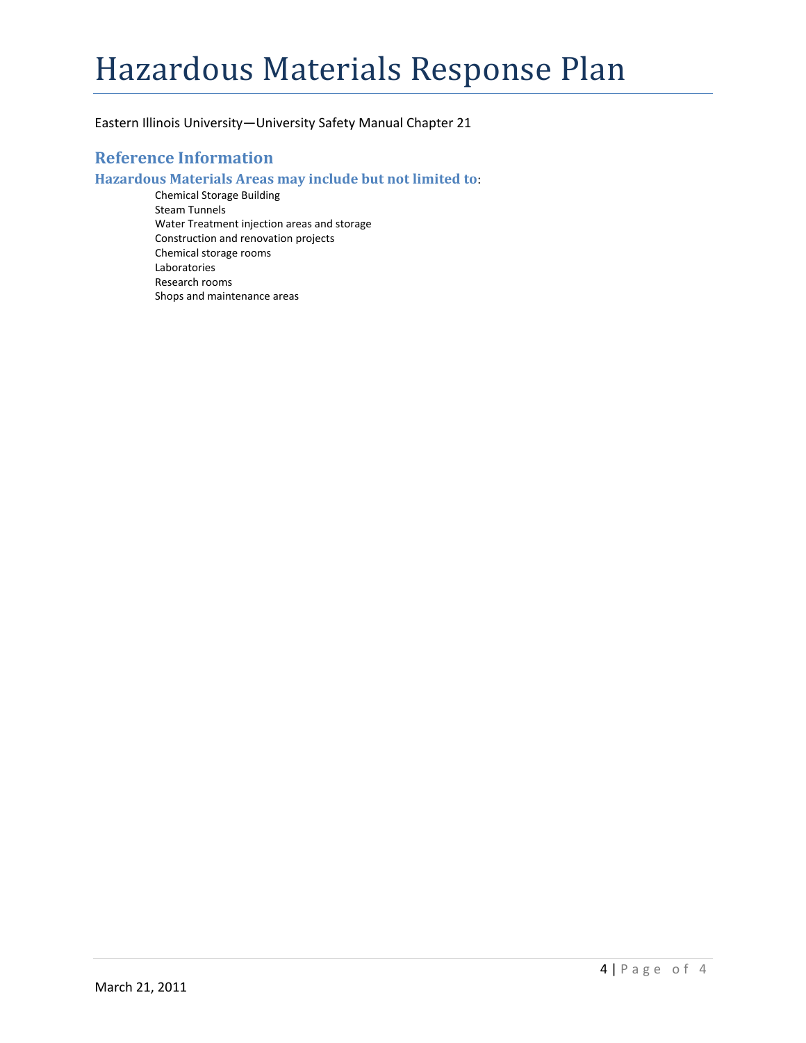# Hazardous Materials Response Plan

Eastern Illinois University—University Safety Manual Chapter 21

## Reference Information

### Hazardous Materials Areas may include but not limited to:

- Chemical Storage Building
- Steam Tunnels
- Water Treatment injection areas and storage
- Construction and renovation projects
- Chemical storage rooms
- Laboratories
- Research rooms
- Shops and maintenance areas

March 21, 2011